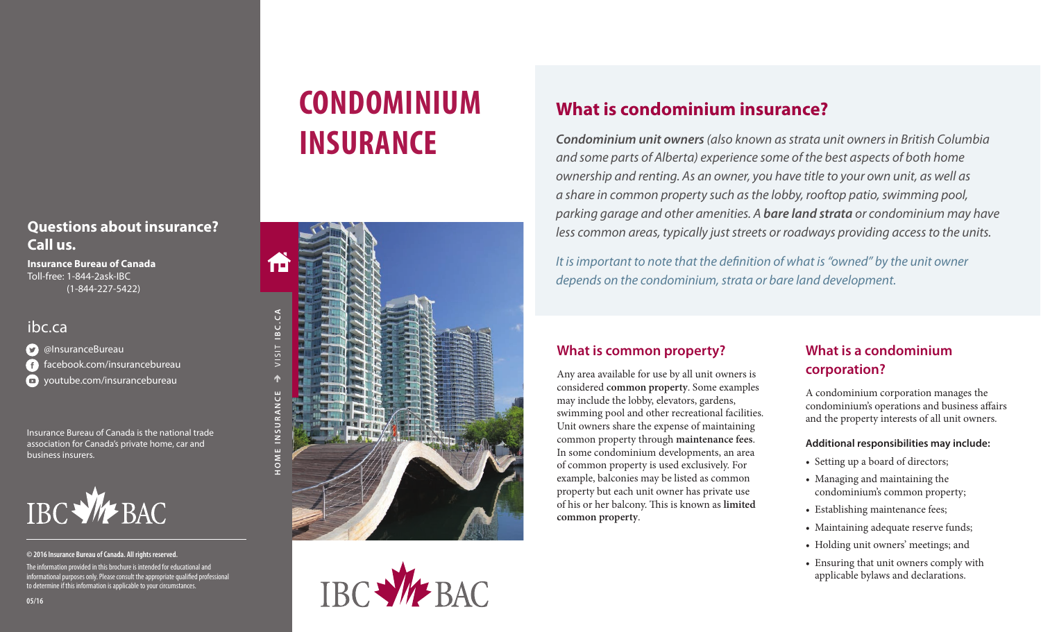**Questions about insurance? Call us.**

**Insurance Bureau of Canada**
Toll-free: 1-844-2ask-IBC
(1-844-227-5422)

ibc.ca

@InsuranceBureau
facebook.com/insurancebureau
youtube.com/insurancebureau

Insurance Bureau of Canada is the national trade association for Canada's private home, car and business insurers.

IBC BAC

**© 2016 Insurance Bureau of Canada. All rights reserved.**

The information provided in this brochure is intended for educational and informational purposes only. Please consult the appropriate qualified professional to determine if this information is applicable to your circumstances.

05/16

# CONDOMINIUM INSURANCE

HOME INSURANCE → VISIT IBC.CA

IBC BAC

## What is condominium insurance?

***Condominium unit owners** (also known as strata unit owners in British Columbia and some parts of Alberta) experience some of the best aspects of both home ownership and renting. As an owner, you have title to your own unit, as well as a share in common property such as the lobby, rooftop patio, swimming pool, parking garage and other amenities. A **bare land strata** or condominium may have less common areas, typically just streets or roadways providing access to the units.*

*It is important to note that the definition of what is "owned" by the unit owner depends on the condominium, strata or bare land development.*

### What is common property?

Any area available for use by all unit owners is considered **common property**. Some examples may include the lobby, elevators, gardens, swimming pool and other recreational facilities. Unit owners share the expense of maintaining common property through **maintenance fees**. In some condominium developments, an area of common property is used exclusively. For example, balconies may be listed as common property but each unit owner has private use of his or her balcony. This is known as **limited common property**.

### What is a condominium corporation?

A condominium corporation manages the condominium's operations and business affairs and the property interests of all unit owners.

**Additional responsibilities may include:**

- Setting up a board of directors;
- Managing and maintaining the condominium's common property;
- Establishing maintenance fees;
- Maintaining adequate reserve funds;
- Holding unit owners' meetings; and
- Ensuring that unit owners comply with applicable bylaws and declarations.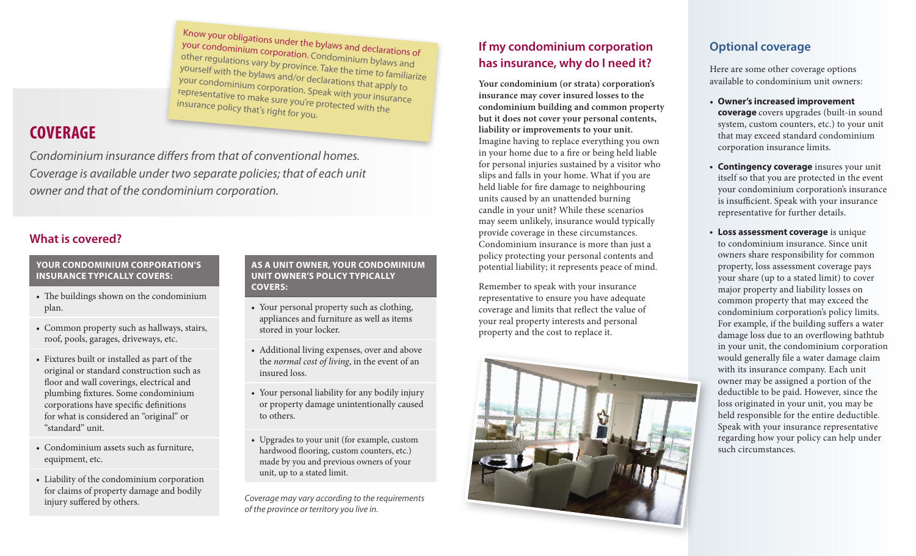Know your obligations under the bylaws and declarations of your condominium corporation. Condominium bylaws and other regulations vary by province. Take the time to familiarize yourself with the bylaws and/or declarations that apply to your condominium corporation. Speak with your insurance representative to make sure you're protected with the insurance policy that's right for you.

# COVERAGE

*Condominium insurance differs from that of conventional homes. Coverage is available under two separate policies; that of each unit owner and that of the condominium corporation.*

## What is covered?

**YOUR CONDOMINIUM CORPORATION'S INSURANCE TYPICALLY COVERS:**

- The buildings shown on the condominium plan.
- Common property such as hallways, stairs, roof, pools, garages, driveways, etc.
- Fixtures built or installed as part of the original or standard construction such as floor and wall coverings, electrical and plumbing fixtures. Some condominium corporations have specific definitions for what is considered an "original" or "standard" unit.
- Condominium assets such as furniture, equipment, etc.
- Liability of the condominium corporation for claims of property damage and bodily injury suffered by others.

**AS A UNIT OWNER, YOUR CONDOMINIUM UNIT OWNER'S POLICY TYPICALLY COVERS:**

- Your personal property such as clothing, appliances and furniture as well as items stored in your locker.
- Additional living expenses, over and above the *normal cost of living*, in the event of an insured loss.
- Your personal liability for any bodily injury or property damage unintentionally caused to others.
- Upgrades to your unit (for example, custom hardwood flooring, custom counters, etc.) made by you and previous owners of your unit, up to a stated limit.

*Coverage may vary according to the requirements of the province or territory you live in.*

## If my condominium corporation has insurance, why do I need it?

**Your condominium (or strata) corporation's insurance may cover insured losses to the condominium building and common property but it does not cover your personal contents, liability or improvements to your unit.** Imagine having to replace everything you own in your home due to a fire or being held liable for personal injuries sustained by a visitor who slips and falls in your home. What if you are held liable for fire damage to neighbouring units caused by an unattended burning candle in your unit? While these scenarios may seem unlikely, insurance would typically provide coverage in these circumstances. Condominium insurance is more than just a policy protecting your personal contents and potential liability; it represents peace of mind.

Remember to speak with your insurance representative to ensure you have adequate coverage and limits that reflect the value of your real property interests and personal property and the cost to replace it.

## Optional coverage

Here are some other coverage options available to condominium unit owners:

- **Owner's increased improvement coverage** covers upgrades (built-in sound system, custom counters, etc.) to your unit that may exceed standard condominium corporation insurance limits.
- **Contingency coverage** insures your unit itself so that you are protected in the event your condominium corporation's insurance is insufficient. Speak with your insurance representative for further details.
- **Loss assessment coverage** is unique to condominium insurance. Since unit owners share responsibility for common property, loss assessment coverage pays your share (up to a stated limit) to cover major property and liability losses on common property that may exceed the condominium corporation's policy limits. For example, if the building suffers a water damage loss due to an overflowing bathtub in your unit, the condominium corporation would generally file a water damage claim with its insurance company. Each unit owner may be assigned a portion of the deductible to be paid. However, since the loss originated in your unit, you may be held responsible for the entire deductible. Speak with your insurance representative regarding how your policy can help under such circumstances.